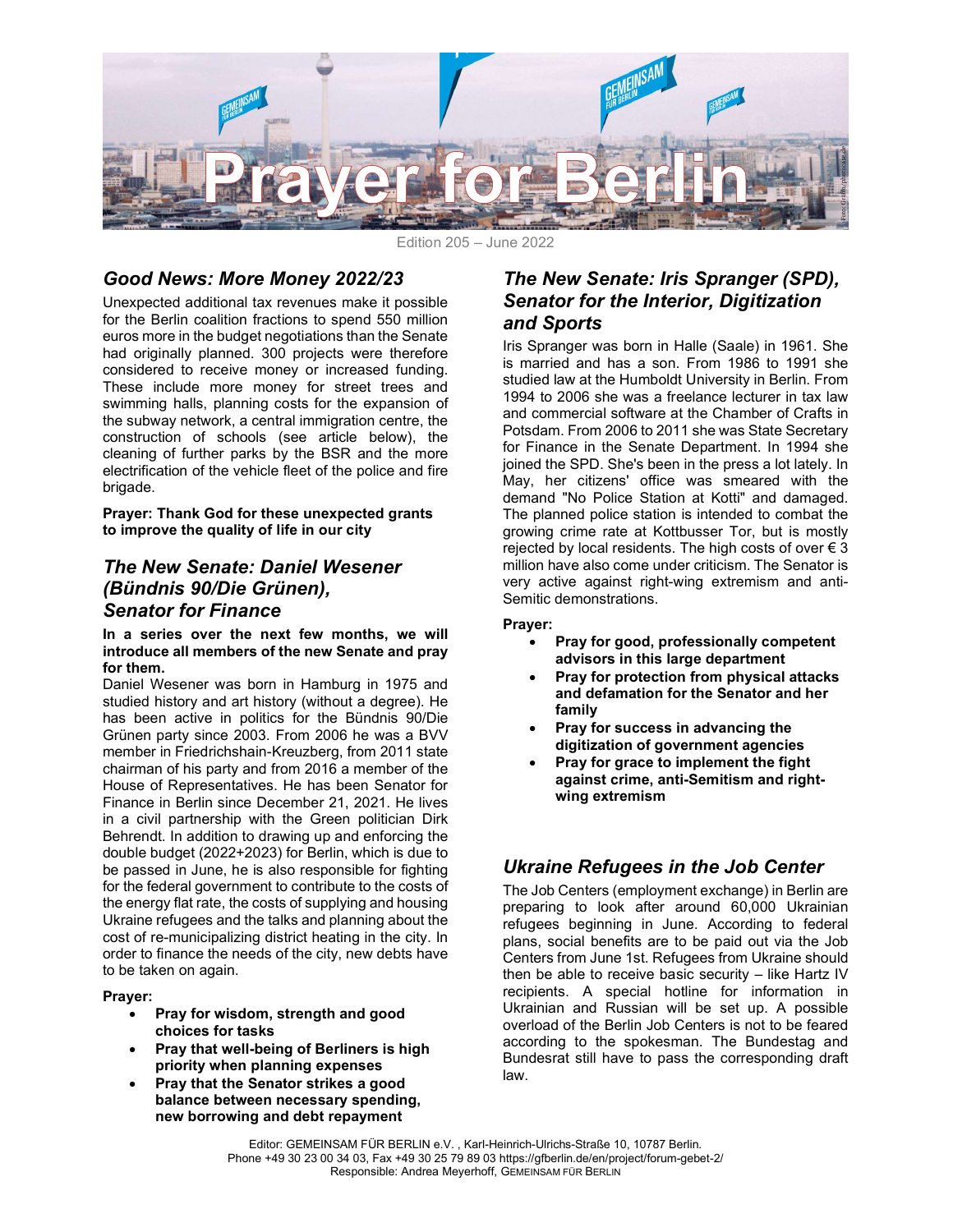# Prayer for Berlin

Edition 205 – June 2022

## *Good News: More Money 2022/23*

Unexpected additional tax revenues make it possible for the Berlin coalition fractions to spend 550 million euros more in the budget negotiations than the Senate had originally planned. 300 projects were therefore considered to receive money or increased funding. These include more money for street trees and swimming halls, planning costs for the expansion of the subway network, a central immigration centre, the construction of schools (see article below), the cleaning of further parks by the BSR and the more electrification of the vehicle fleet of the police and fire brigade.

**Prayer: Thank God for these unexpected grants to improve the quality of life in our city**

## *The New Senate: Daniel Wesener (Bündnis 90/Die Grünen), Senator for Finance*

**In a series over the next few months, we will introduce all members of the new Senate and pray for them.**

Daniel Wesener was born in Hamburg in 1975 and studied history and art history (without a degree). He has been active in politics for the Bündnis 90/Die Grünen party since 2003. From 2006 he was a BVV member in Friedrichshain-Kreuzberg, from 2011 state chairman of his party and from 2016 a member of the House of Representatives. He has been Senator for Finance in Berlin since December 21, 2021. He lives in a civil partnership with the Green politician Dirk Behrendt. In addition to drawing up and enforcing the double budget (2022+2023) for Berlin, which is due to be passed in June, he is also responsible for fighting for the federal government to contribute to the costs of the energy flat rate, the costs of supplying and housing Ukraine refugees and the talks and planning about the cost of re-municipalizing district heating in the city. In order to finance the needs of the city, new debts have to be taken on again.

**Prayer:**

- **Pray for wisdom, strength and good choices for tasks**
- **Pray that well-being of Berliners is high priority when planning expenses**
- **Pray that the Senator strikes a good balance between necessary spending, new borrowing and debt repayment**

## *The New Senate: Iris Spranger (SPD), Senator for the Interior, Digitization and Sports*

Iris Spranger was born in Halle (Saale) in 1961. She is married and has a son. From 1986 to 1991 she studied law at the Humboldt University in Berlin. From 1994 to 2006 she was a freelance lecturer in tax law and commercial software at the Chamber of Crafts in Potsdam. From 2006 to 2011 she was State Secretary for Finance in the Senate Department. In 1994 she joined the SPD. She's been in the press a lot lately. In May, her citizens' office was smeared with the demand "No Police Station at Kotti" and damaged. The planned police station is intended to combat the growing crime rate at Kottbusser Tor, but is mostly rejected by local residents. The high costs of over € 3 million have also come under criticism. The Senator is very active against right-wing extremism and anti-Semitic demonstrations.

**Prayer:**

- **Pray for good, professionally competent advisors in this large department**
- **Pray for protection from physical attacks and defamation for the Senator and her family**
- **Pray for success in advancing the digitization of government agencies**
- **Pray for grace to implement the fight against crime, anti-Semitism and right-wing extremism**

## *Ukraine Refugees in the Job Center*

The Job Centers (employment exchange) in Berlin are preparing to look after around 60,000 Ukrainian refugees beginning in June. According to federal plans, social benefits are to be paid out via the Job Centers from June 1st. Refugees from Ukraine should then be able to receive basic security – like Hartz IV recipients. A special hotline for information in Ukrainian and Russian will be set up. A possible overload of the Berlin Job Centers is not to be feared according to the spokesman. The Bundestag and Bundesrat still have to pass the corresponding draft law.

Editor: GEMEINSAM FÜR BERLIN e.V. , Karl-Heinrich-Ulrichs-Straße 10, 10787 Berlin.
Phone +49 30 23 00 34 03, Fax +49 30 25 79 89 03 https://gfberlin.de/en/project/forum-gebet-2/
Responsible: Andrea Meyerhoff, GEMEINSAM FÜR BERLIN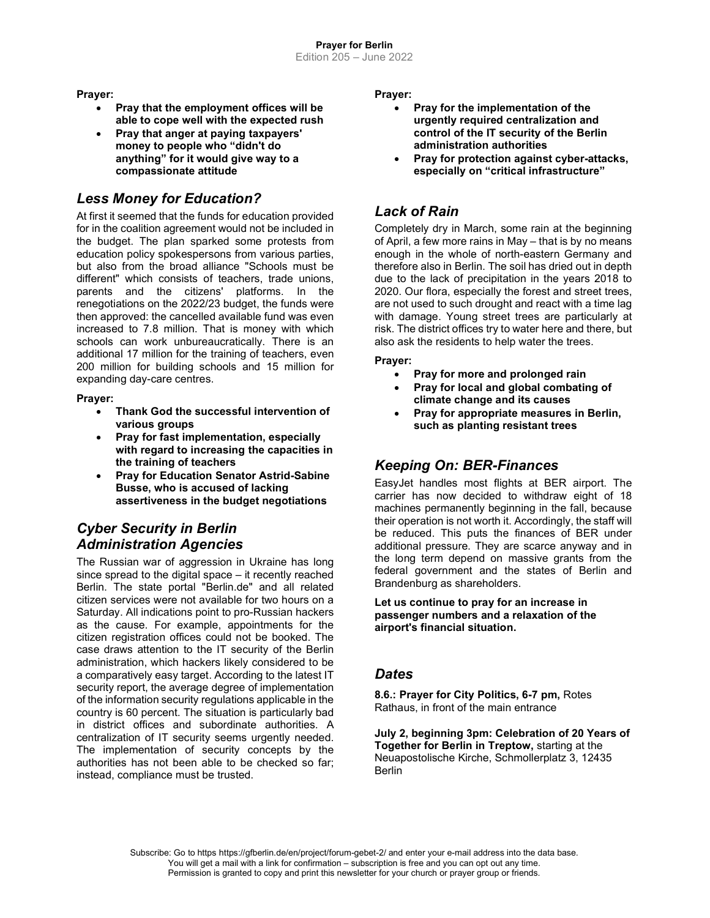**Prayer:**

- **Pray that the employment offices will be able to cope well with the expected rush**
- **Pray that anger at paying taxpayers' money to people who "didn't do anything" for it would give way to a compassionate attitude**

## *Less Money for Education?*

At first it seemed that the funds for education provided for in the coalition agreement would not be included in the budget. The plan sparked some protests from education policy spokespersons from various parties, but also from the broad alliance "Schools must be different" which consists of teachers, trade unions, parents and the citizens' platforms. In the renegotiations on the 2022/23 budget, the funds were then approved: the cancelled available fund was even increased to 7.8 million. That is money with which schools can work unbureaucratically. There is an additional 17 million for the training of teachers, even 200 million for building schools and 15 million for expanding day-care centres.

**Prayer:**

- **Thank God the successful intervention of various groups**
- **Pray for fast implementation, especially with regard to increasing the capacities in the training of teachers**
- **Pray for Education Senator Astrid-Sabine Busse, who is accused of lacking assertiveness in the budget negotiations**

## *Cyber Security in Berlin Administration Agencies*

The Russian war of aggression in Ukraine has long since spread to the digital space – it recently reached Berlin. The state portal "Berlin.de" and all related citizen services were not available for two hours on a Saturday. All indications point to pro-Russian hackers as the cause. For example, appointments for the citizen registration offices could not be booked. The case draws attention to the IT security of the Berlin administration, which hackers likely considered to be a comparatively easy target. According to the latest IT security report, the average degree of implementation of the information security regulations applicable in the country is 60 percent. The situation is particularly bad in district offices and subordinate authorities. A centralization of IT security seems urgently needed. The implementation of security concepts by the authorities has not been able to be checked so far; instead, compliance must be trusted.

**Prayer:**

- **Pray for the implementation of the urgently required centralization and control of the IT security of the Berlin administration authorities**
- **Pray for protection against cyber-attacks, especially on "critical infrastructure"**

## *Lack of Rain*

Completely dry in March, some rain at the beginning of April, a few more rains in May – that is by no means enough in the whole of north-eastern Germany and therefore also in Berlin. The soil has dried out in depth due to the lack of precipitation in the years 2018 to 2020. Our flora, especially the forest and street trees, are not used to such drought and react with a time lag with damage. Young street trees are particularly at risk. The district offices try to water here and there, but also ask the residents to help water the trees.

**Prayer:**

- **Pray for more and prolonged rain**
- **Pray for local and global combating of climate change and its causes**
- **Pray for appropriate measures in Berlin, such as planting resistant trees**

## *Keeping On: BER-Finances*

EasyJet handles most flights at BER airport. The carrier has now decided to withdraw eight of 18 machines permanently beginning in the fall, because their operation is not worth it. Accordingly, the staff will be reduced. This puts the finances of BER under additional pressure. They are scarce anyway and in the long term depend on massive grants from the federal government and the states of Berlin and Brandenburg as shareholders.

**Let us continue to pray for an increase in passenger numbers and a relaxation of the airport's financial situation.**

## *Dates*

**8.6.: Prayer for City Politics, 6-7 pm,** Rotes Rathaus, in front of the main entrance

**July 2, beginning 3pm: Celebration of 20 Years of Together for Berlin in Treptow,** starting at the Neuapostolische Kirche, Schmollerplatz 3, 12435 Berlin

Subscribe: Go to https https://gfberlin.de/en/project/forum-gebet-2/ and enter your e-mail address into the data base. You will get a mail with a link for confirmation – subscription is free and you can opt out any time. Permission is granted to copy and print this newsletter for your church or prayer group or friends.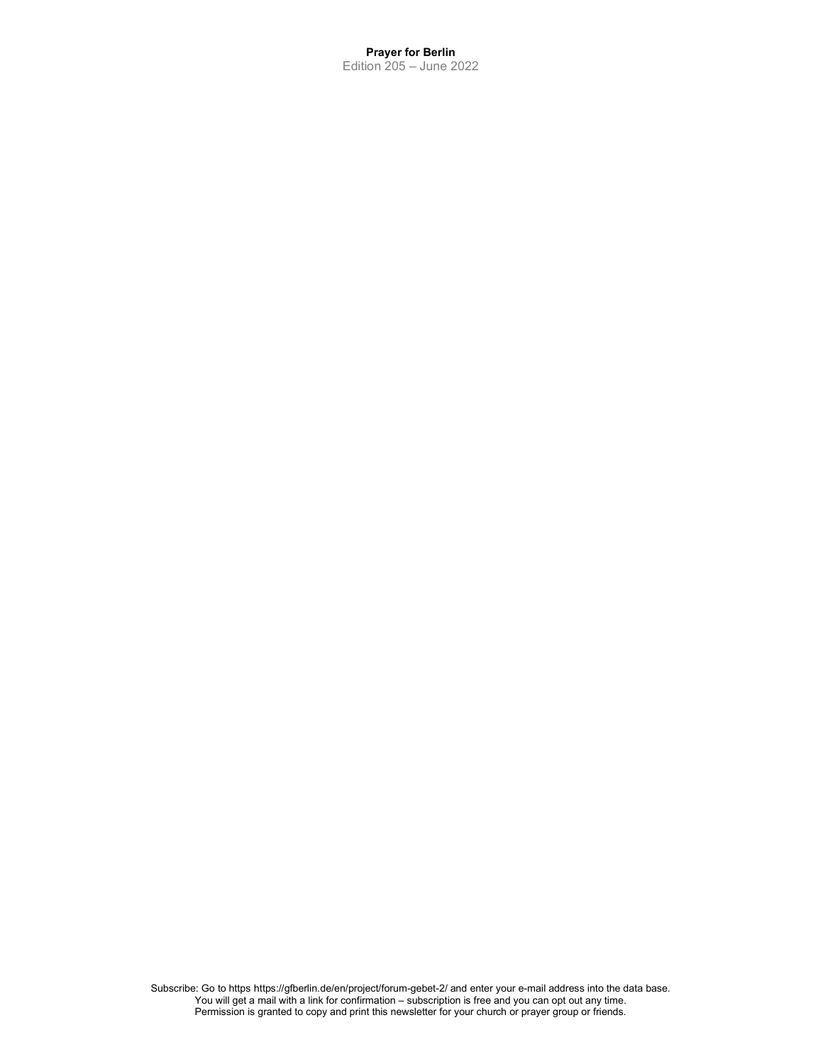Subscribe: Go to https https://gfberlin.de/en/project/forum-gebet-2/ and enter your e-mail address into the data base.
You will get a mail with a link for confirmation – subscription is free and you can opt out any time.
Permission is granted to copy and print this newsletter for your church or prayer group or friends.